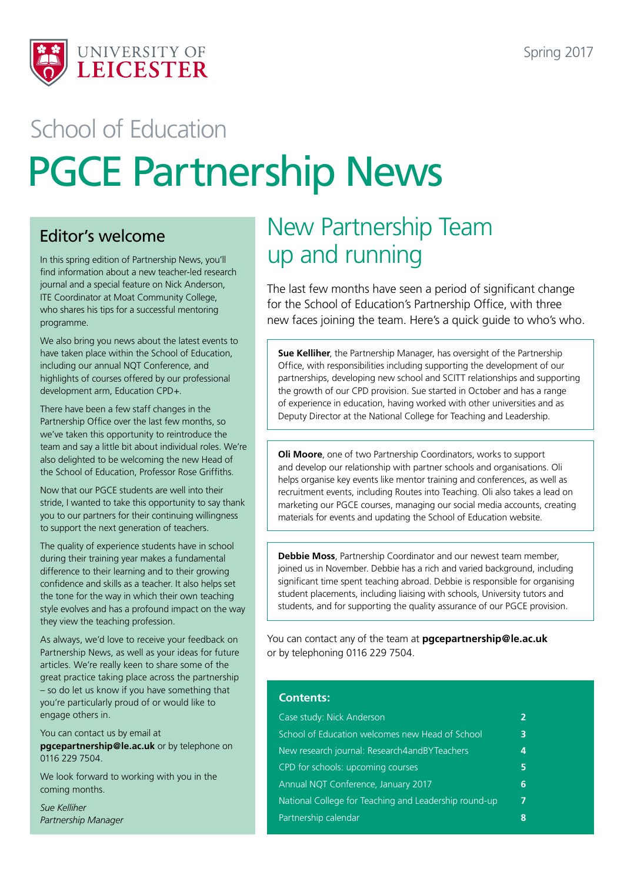UNIVERSITY OF LEICESTER

Spring 2017

School of Education

# PGCE Partnership News

## Editor's welcome

In this spring edition of Partnership News, you'll find information about a new teacher-led research journal and a special feature on Nick Anderson, ITE Coordinator at Moat Community College, who shares his tips for a successful mentoring programme.

We also bring you news about the latest events to have taken place within the School of Education, including our annual NQT Conference, and highlights of courses offered by our professional development arm, Education CPD+.

There have been a few staff changes in the Partnership Office over the last few months, so we've taken this opportunity to reintroduce the team and say a little bit about individual roles. We're also delighted to be welcoming the new Head of the School of Education, Professor Rose Griffiths.

Now that our PGCE students are well into their stride, I wanted to take this opportunity to say thank you to our partners for their continuing willingness to support the next generation of teachers.

The quality of experience students have in school during their training year makes a fundamental difference to their learning and to their growing confidence and skills as a teacher. It also helps set the tone for the way in which their own teaching style evolves and has a profound impact on the way they view the teaching profession.

As always, we'd love to receive your feedback on Partnership News, as well as your ideas for future articles. We're really keen to share some of the great practice taking place across the partnership – so do let us know if you have something that you're particularly proud of or would like to engage others in.

You can contact us by email at **pgcepartnership@le.ac.uk** or by telephone on 0116 229 7504.

We look forward to working with you in the coming months.

*Sue Kelliher*
*Partnership Manager*

## New Partnership Team up and running

The last few months have seen a period of significant change for the School of Education's Partnership Office, with three new faces joining the team. Here's a quick guide to who's who.

**Sue Kelliher**, the Partnership Manager, has oversight of the Partnership Office, with responsibilities including supporting the development of our partnerships, developing new school and SCITT relationships and supporting the growth of our CPD provision. Sue started in October and has a range of experience in education, having worked with other universities and as Deputy Director at the National College for Teaching and Leadership.

**Oli Moore**, one of two Partnership Coordinators, works to support and develop our relationship with partner schools and organisations. Oli helps organise key events like mentor training and conferences, as well as recruitment events, including Routes into Teaching. Oli also takes a lead on marketing our PGCE courses, managing our social media accounts, creating materials for events and updating the School of Education website.

**Debbie Moss**, Partnership Coordinator and our newest team member, joined us in November. Debbie has a rich and varied background, including significant time spent teaching abroad. Debbie is responsible for organising student placements, including liaising with schools, University tutors and students, and for supporting the quality assurance of our PGCE provision.

You can contact any of the team at **pgcepartnership@le.ac.uk** or by telephoning 0116 229 7504.

### Contents:

| | |
|---|---|
| Case study: Nick Anderson | **2** |
| School of Education welcomes new Head of School | **3** |
| New research journal: Research4andBYTeachers | **4** |
| CPD for schools: upcoming courses | **5** |
| Annual NQT Conference, January 2017 | **6** |
| National College for Teaching and Leadership round-up | **7** |
| Partnership calendar | **8** |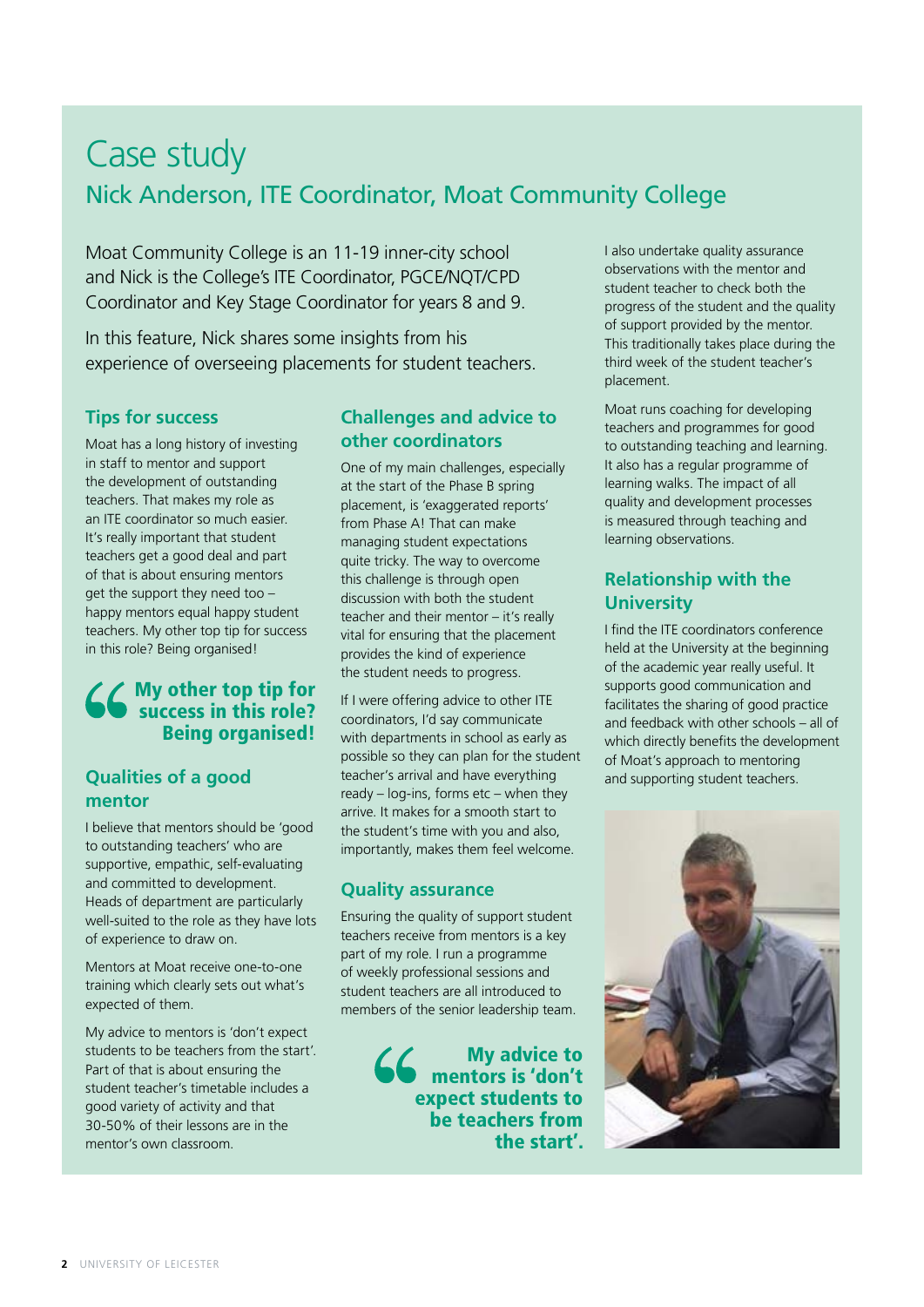# Case study

## Nick Anderson, ITE Coordinator, Moat Community College

Moat Community College is an 11-19 inner-city school and Nick is the College's ITE Coordinator, PGCE/NQT/CPD Coordinator and Key Stage Coordinator for years 8 and 9.

In this feature, Nick shares some insights from his experience of overseeing placements for student teachers.

### Tips for success

Moat has a long history of investing in staff to mentor and support the development of outstanding teachers. That makes my role as an ITE coordinator so much easier. It's really important that student teachers get a good deal and part of that is about ensuring mentors get the support they need too – happy mentors equal happy student teachers. My other top tip for success in this role? Being organised!

> **My other top tip for success in this role? Being organised!**

### Qualities of a good mentor

I believe that mentors should be 'good to outstanding teachers' who are supportive, empathic, self-evaluating and committed to development. Heads of department are particularly well-suited to the role as they have lots of experience to draw on.

Mentors at Moat receive one-to-one training which clearly sets out what's expected of them.

My advice to mentors is 'don't expect students to be teachers from the start'. Part of that is about ensuring the student teacher's timetable includes a good variety of activity and that 30-50% of their lessons are in the mentor's own classroom.

### Challenges and advice to other coordinators

One of my main challenges, especially at the start of the Phase B spring placement, is 'exaggerated reports' from Phase A! That can make managing student expectations quite tricky. The way to overcome this challenge is through open discussion with both the student teacher and their mentor – it's really vital for ensuring that the placement provides the kind of experience the student needs to progress.

If I were offering advice to other ITE coordinators, I'd say communicate with departments in school as early as possible so they can plan for the student teacher's arrival and have everything ready – log-ins, forms etc – when they arrive. It makes for a smooth start to the student's time with you and also, importantly, makes them feel welcome.

### Quality assurance

Ensuring the quality of support student teachers receive from mentors is a key part of my role. I run a programme of weekly professional sessions and student teachers are all introduced to members of the senior leadership team.

> **My advice to mentors is 'don't expect students to be teachers from the start'.**

I also undertake quality assurance observations with the mentor and student teacher to check both the progress of the student and the quality of support provided by the mentor. This traditionally takes place during the third week of the student teacher's placement.

Moat runs coaching for developing teachers and programmes for good to outstanding teaching and learning. It also has a regular programme of learning walks. The impact of all quality and development processes is measured through teaching and learning observations.

### Relationship with the University

I find the ITE coordinators conference held at the University at the beginning of the academic year really useful. It supports good communication and facilitates the sharing of good practice and feedback with other schools – all of which directly benefits the development of Moat's approach to mentoring and supporting student teachers.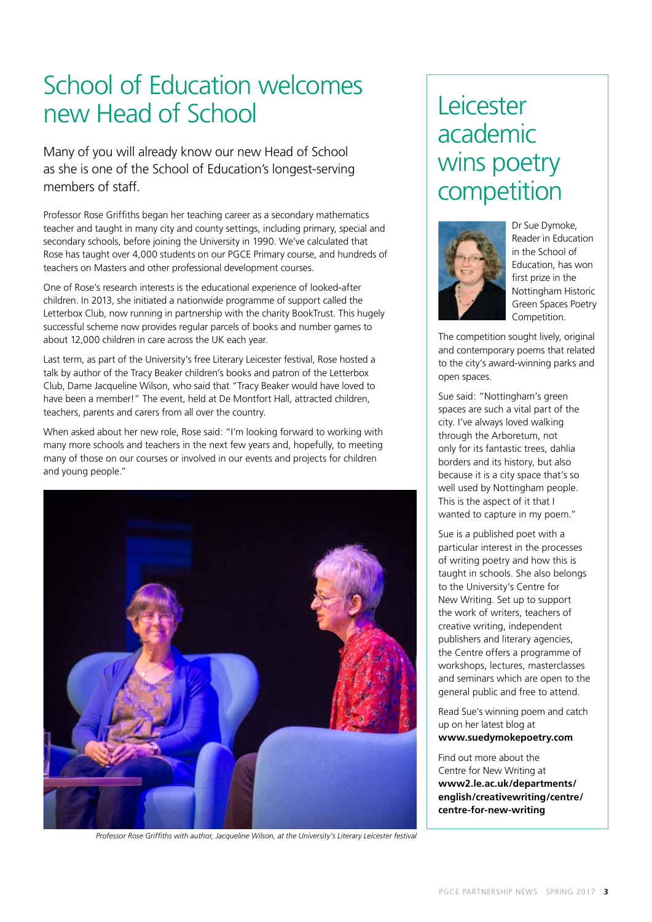# School of Education welcomes new Head of School

Many of you will already know our new Head of School as she is one of the School of Education's longest-serving members of staff.

Professor Rose Griffiths began her teaching career as a secondary mathematics teacher and taught in many city and county settings, including primary, special and secondary schools, before joining the University in 1990. We've calculated that Rose has taught over 4,000 students on our PGCE Primary course, and hundreds of teachers on Masters and other professional development courses.

One of Rose's research interests is the educational experience of looked-after children. In 2013, she initiated a nationwide programme of support called the Letterbox Club, now running in partnership with the charity BookTrust. This hugely successful scheme now provides regular parcels of books and number games to about 12,000 children in care across the UK each year.

Last term, as part of the University's free Literary Leicester festival, Rose hosted a talk by author of the Tracy Beaker children's books and patron of the Letterbox Club, Dame Jacqueline Wilson, who said that "Tracy Beaker would have loved to have been a member!" The event, held at De Montfort Hall, attracted children, teachers, parents and carers from all over the country.

When asked about her new role, Rose said: "I'm looking forward to working with many more schools and teachers in the next few years and, hopefully, to meeting many of those on our courses or involved in our events and projects for children and young people."

*Professor Rose Griffiths with author, Jacqueline Wilson, at the University's Literary Leicester festival*

# Leicester academic wins poetry competition

Dr Sue Dymoke, Reader in Education in the School of Education, has won first prize in the Nottingham Historic Green Spaces Poetry Competition.

The competition sought lively, original and contemporary poems that related to the city's award-winning parks and open spaces.

Sue said: "Nottingham's green spaces are such a vital part of the city. I've always loved walking through the Arboretum, not only for its fantastic trees, dahlia borders and its history, but also because it is a city space that's so well used by Nottingham people. This is the aspect of it that I wanted to capture in my poem."

Sue is a published poet with a particular interest in the processes of writing poetry and how this is taught in schools. She also belongs to the University's Centre for New Writing. Set up to support the work of writers, teachers of creative writing, independent publishers and literary agencies, the Centre offers a programme of workshops, lectures, masterclasses and seminars which are open to the general public and free to attend.

Read Sue's winning poem and catch up on her latest blog at **www.suedymokepoetry.com**

Find out more about the Centre for New Writing at **www2.le.ac.uk/departments/english/creativewriting/centre/centre-for-new-writing**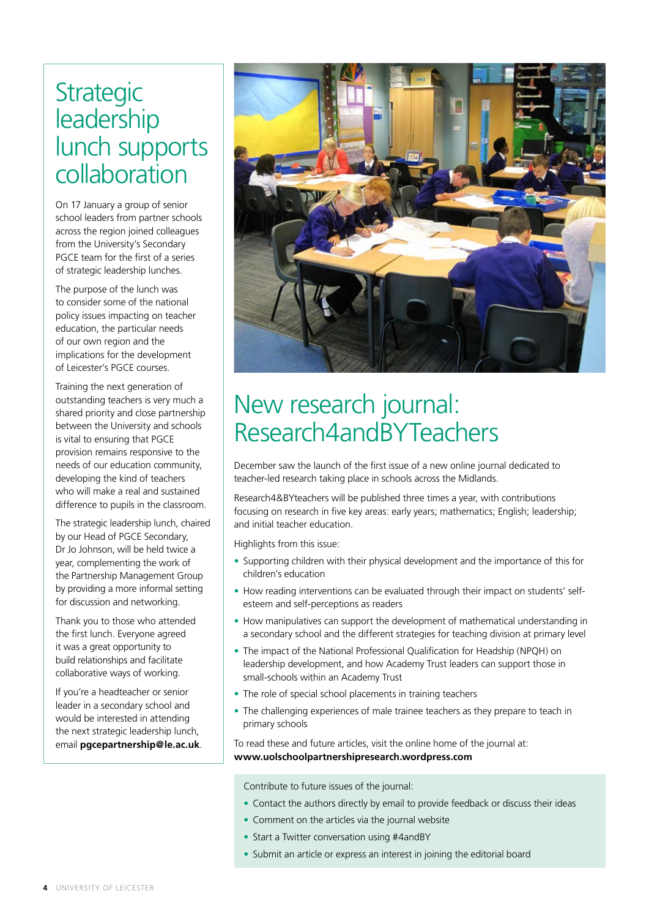# Strategic leadership lunch supports collaboration

On 17 January a group of senior school leaders from partner schools across the region joined colleagues from the University's Secondary PGCE team for the first of a series of strategic leadership lunches.

The purpose of the lunch was to consider some of the national policy issues impacting on teacher education, the particular needs of our own region and the implications for the development of Leicester's PGCE courses.

Training the next generation of outstanding teachers is very much a shared priority and close partnership between the University and schools is vital to ensuring that PGCE provision remains responsive to the needs of our education community, developing the kind of teachers who will make a real and sustained difference to pupils in the classroom.

The strategic leadership lunch, chaired by our Head of PGCE Secondary, Dr Jo Johnson, will be held twice a year, complementing the work of the Partnership Management Group by providing a more informal setting for discussion and networking.

Thank you to those who attended the first lunch. Everyone agreed it was a great opportunity to build relationships and facilitate collaborative ways of working.

If you're a headteacher or senior leader in a secondary school and would be interested in attending the next strategic leadership lunch, email **pgcepartnership@le.ac.uk**.

# New research journal: Research4andBYTeachers

December saw the launch of the first issue of a new online journal dedicated to teacher-led research taking place in schools across the Midlands.

Research4&BYteachers will be published three times a year, with contributions focusing on research in five key areas: early years; mathematics; English; leadership; and initial teacher education.

Highlights from this issue:

- Supporting children with their physical development and the importance of this for children's education
- How reading interventions can be evaluated through their impact on students' self-esteem and self-perceptions as readers
- How manipulatives can support the development of mathematical understanding in a secondary school and the different strategies for teaching division at primary level
- The impact of the National Professional Qualification for Headship (NPQH) on leadership development, and how Academy Trust leaders can support those in small-schools within an Academy Trust
- The role of special school placements in training teachers
- The challenging experiences of male trainee teachers as they prepare to teach in primary schools

To read these and future articles, visit the online home of the journal at: **www.uolschoolpartnershipresearch.wordpress.com**

Contribute to future issues of the journal:

- Contact the authors directly by email to provide feedback or discuss their ideas
- Comment on the articles via the journal website
- Start a Twitter conversation using #4andBY
- Submit an article or express an interest in joining the editorial board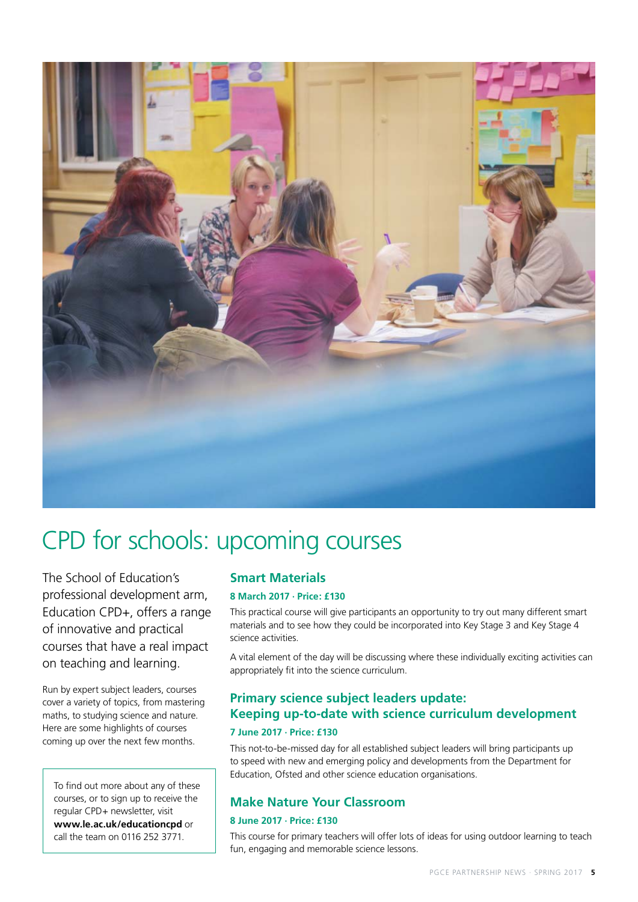# CPD for schools: upcoming courses

The School of Education's professional development arm, Education CPD+, offers a range of innovative and practical courses that have a real impact on teaching and learning.

Run by expert subject leaders, courses cover a variety of topics, from mastering maths, to studying science and nature. Here are some highlights of courses coming up over the next few months.

To find out more about any of these courses, or to sign up to receive the regular CPD+ newsletter, visit **www.le.ac.uk/educationcpd** or call the team on 0116 252 3771.

## Smart Materials

**8 March 2017 · Price: £130**

This practical course will give participants an opportunity to try out many different smart materials and to see how they could be incorporated into Key Stage 3 and Key Stage 4 science activities.

A vital element of the day will be discussing where these individually exciting activities can appropriately fit into the science curriculum.

## Primary science subject leaders update: Keeping up-to-date with science curriculum development

**7 June 2017 · Price: £130**

This not-to-be-missed day for all established subject leaders will bring participants up to speed with new and emerging policy and developments from the Department for Education, Ofsted and other science education organisations.

## Make Nature Your Classroom

**8 June 2017 · Price: £130**

This course for primary teachers will offer lots of ideas for using outdoor learning to teach fun, engaging and memorable science lessons.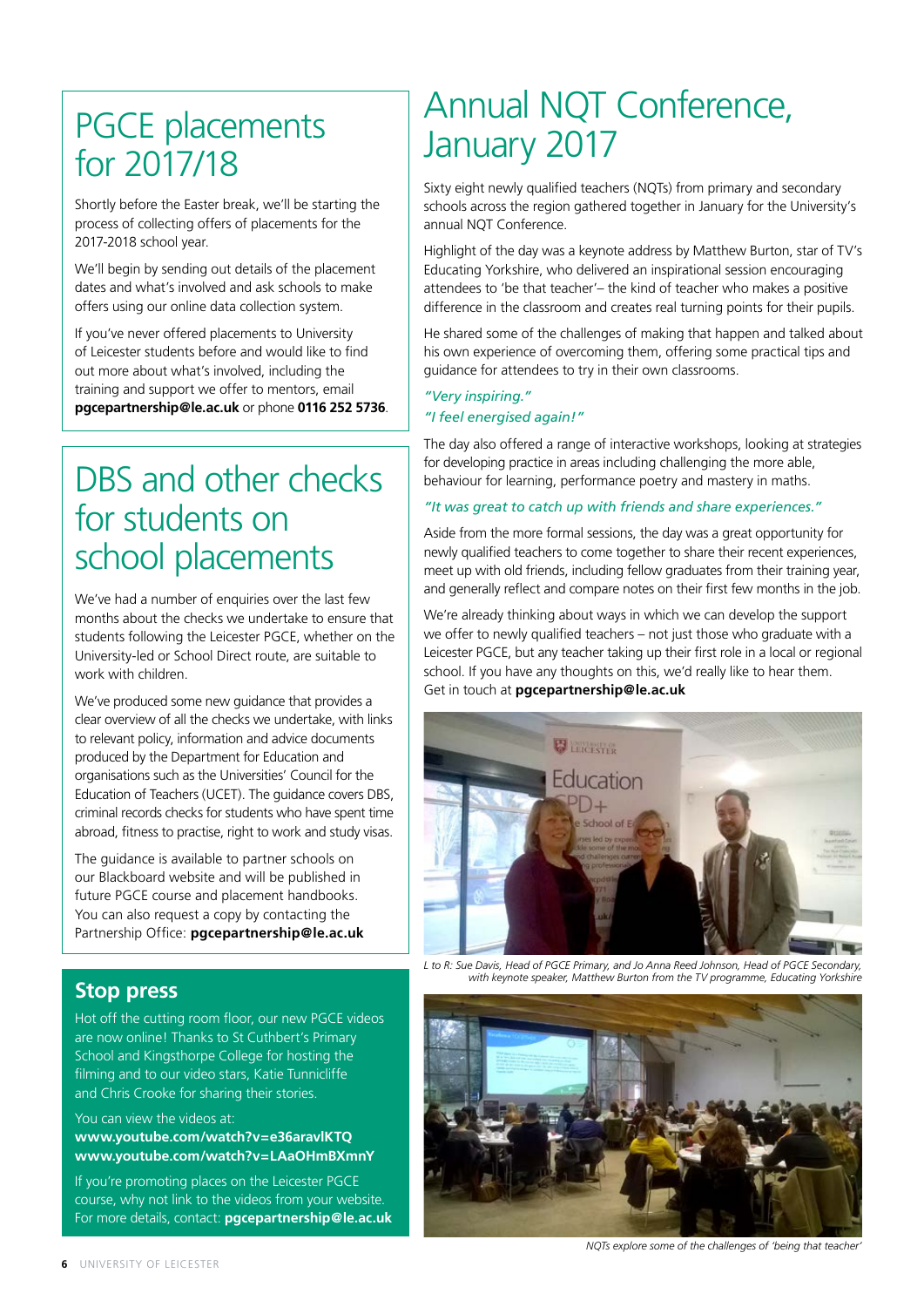# PGCE placements for 2017/18

Shortly before the Easter break, we'll be starting the process of collecting offers of placements for the 2017-2018 school year.

We'll begin by sending out details of the placement dates and what's involved and ask schools to make offers using our online data collection system.

If you've never offered placements to University of Leicester students before and would like to find out more about what's involved, including the training and support we offer to mentors, email **pgcepartnership@le.ac.uk** or phone **0116 252 5736**.

# DBS and other checks for students on school placements

We've had a number of enquiries over the last few months about the checks we undertake to ensure that students following the Leicester PGCE, whether on the University-led or School Direct route, are suitable to work with children.

We've produced some new guidance that provides a clear overview of all the checks we undertake, with links to relevant policy, information and advice documents produced by the Department for Education and organisations such as the Universities' Council for the Education of Teachers (UCET). The guidance covers DBS, criminal records checks for students who have spent time abroad, fitness to practise, right to work and study visas.

The guidance is available to partner schools on our Blackboard website and will be published in future PGCE course and placement handbooks. You can also request a copy by contacting the Partnership Office: **pgcepartnership@le.ac.uk**

## Stop press

Hot off the cutting room floor, our new PGCE videos are now online! Thanks to St Cuthbert's Primary School and Kingsthorpe College for hosting the filming and to our video stars, Katie Tunnicliffe and Chris Crooke for sharing their stories.

You can view the videos at:
**www.youtube.com/watch?v=e36aravlKTQ**
**www.youtube.com/watch?v=LAaOHmBXmnY**

If you're promoting places on the Leicester PGCE course, why not link to the videos from your website. For more details, contact: **pgcepartnership@le.ac.uk**

# Annual NQT Conference, January 2017

Sixty eight newly qualified teachers (NQTs) from primary and secondary schools across the region gathered together in January for the University's annual NQT Conference.

Highlight of the day was a keynote address by Matthew Burton, star of TV's Educating Yorkshire, who delivered an inspirational session encouraging attendees to 'be that teacher'– the kind of teacher who makes a positive difference in the classroom and creates real turning points for their pupils.

He shared some of the challenges of making that happen and talked about his own experience of overcoming them, offering some practical tips and guidance for attendees to try in their own classrooms.

*"Very inspiring."*
*"I feel energised again!"*

The day also offered a range of interactive workshops, looking at strategies for developing practice in areas including challenging the more able, behaviour for learning, performance poetry and mastery in maths.

*"It was great to catch up with friends and share experiences."*

Aside from the more formal sessions, the day was a great opportunity for newly qualified teachers to come together to share their recent experiences, meet up with old friends, including fellow graduates from their training year, and generally reflect and compare notes on their first few months in the job.

We're already thinking about ways in which we can develop the support we offer to newly qualified teachers – not just those who graduate with a Leicester PGCE, but any teacher taking up their first role in a local or regional school. If you have any thoughts on this, we'd really like to hear them. Get in touch at **pgcepartnership@le.ac.uk**

*L to R: Sue Davis, Head of PGCE Primary, and Jo Anna Reed Johnson, Head of PGCE Secondary, with keynote speaker, Matthew Burton from the TV programme, Educating Yorkshire*

*NQTs explore some of the challenges of 'being that teacher'*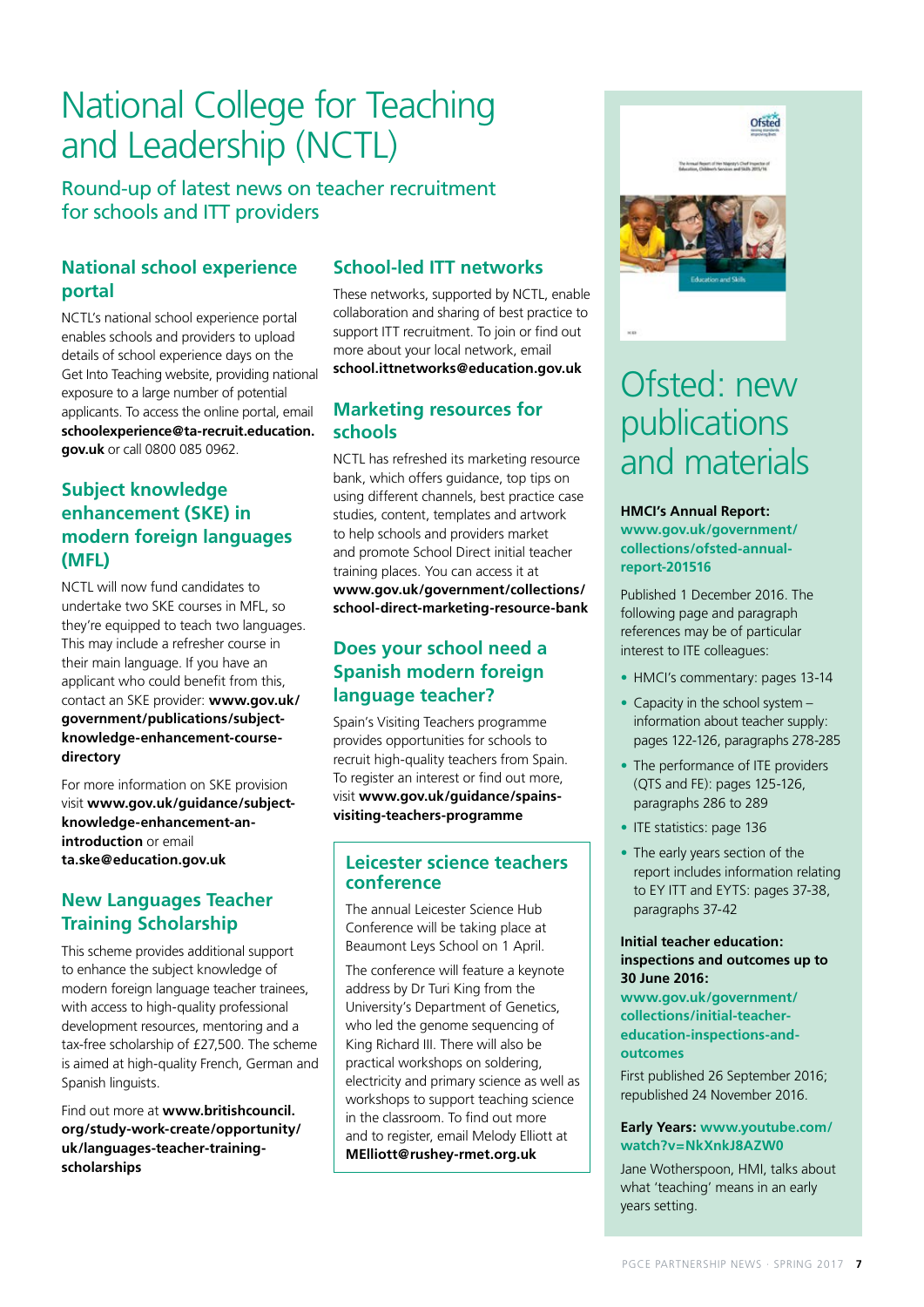# National College for Teaching and Leadership (NCTL)

## Round-up of latest news on teacher recruitment for schools and ITT providers

### National school experience portal

NCTL's national school experience portal enables schools and providers to upload details of school experience days on the Get Into Teaching website, providing national exposure to a large number of potential applicants. To access the online portal, email **schoolexperience@ta-recruit.education.gov.uk** or call 0800 085 0962.

### Subject knowledge enhancement (SKE) in modern foreign languages (MFL)

NCTL will now fund candidates to undertake two SKE courses in MFL, so they're equipped to teach two languages. This may include a refresher course in their main language. If you have an applicant who could benefit from this, contact an SKE provider: **www.gov.uk/government/publications/subject-knowledge-enhancement-course-directory**

For more information on SKE provision visit **www.gov.uk/guidance/subject-knowledge-enhancement-an-introduction** or email **ta.ske@education.gov.uk**

### New Languages Teacher Training Scholarship

This scheme provides additional support to enhance the subject knowledge of modern foreign language teacher trainees, with access to high-quality professional development resources, mentoring and a tax-free scholarship of £27,500. The scheme is aimed at high-quality French, German and Spanish linguists.

Find out more at **www.britishcouncil.org/study-work-create/opportunity/uk/languages-teacher-training-scholarships**

### School-led ITT networks

These networks, supported by NCTL, enable collaboration and sharing of best practice to support ITT recruitment. To join or find out more about your local network, email **school.ittnetworks@education.gov.uk**

### Marketing resources for schools

NCTL has refreshed its marketing resource bank, which offers guidance, top tips on using different channels, best practice case studies, content, templates and artwork to help schools and providers market and promote School Direct initial teacher training places. You can access it at **www.gov.uk/government/collections/school-direct-marketing-resource-bank**

### Does your school need a Spanish modern foreign language teacher?

Spain's Visiting Teachers programme provides opportunities for schools to recruit high-quality teachers from Spain. To register an interest or find out more, visit **www.gov.uk/guidance/spains-visiting-teachers-programme**

### Leicester science teachers conference

The annual Leicester Science Hub Conference will be taking place at Beaumont Leys School on 1 April.

The conference will feature a keynote address by Dr Turi King from the University's Department of Genetics, who led the genome sequencing of King Richard III. There will also be practical workshops on soldering, electricity and primary science as well as workshops to support teaching science in the classroom. To find out more and to register, email Melody Elliott at **MElliott@rushey-rmet.org.uk**

# Ofsted: new publications and materials

**HMCI's Annual Report:** **www.gov.uk/government/collections/ofsted-annual-report-201516**

Published 1 December 2016. The following page and paragraph references may be of particular interest to ITE colleagues:

- HMCI's commentary: pages 13-14
- Capacity in the school system – information about teacher supply: pages 122-126, paragraphs 278-285
- The performance of ITE providers (QTS and FE): pages 125-126, paragraphs 286 to 289
- ITE statistics: page 136
- The early years section of the report includes information relating to EY ITT and EYTS: pages 37-38, paragraphs 37-42

**Initial teacher education: inspections and outcomes up to 30 June 2016:** **www.gov.uk/government/collections/initial-teacher-education-inspections-and-outcomes**

First published 26 September 2016; republished 24 November 2016.

**Early Years: www.youtube.com/watch?v=NkXnkJ8AZW0**

Jane Wotherspoon, HMI, talks about what 'teaching' means in an early years setting.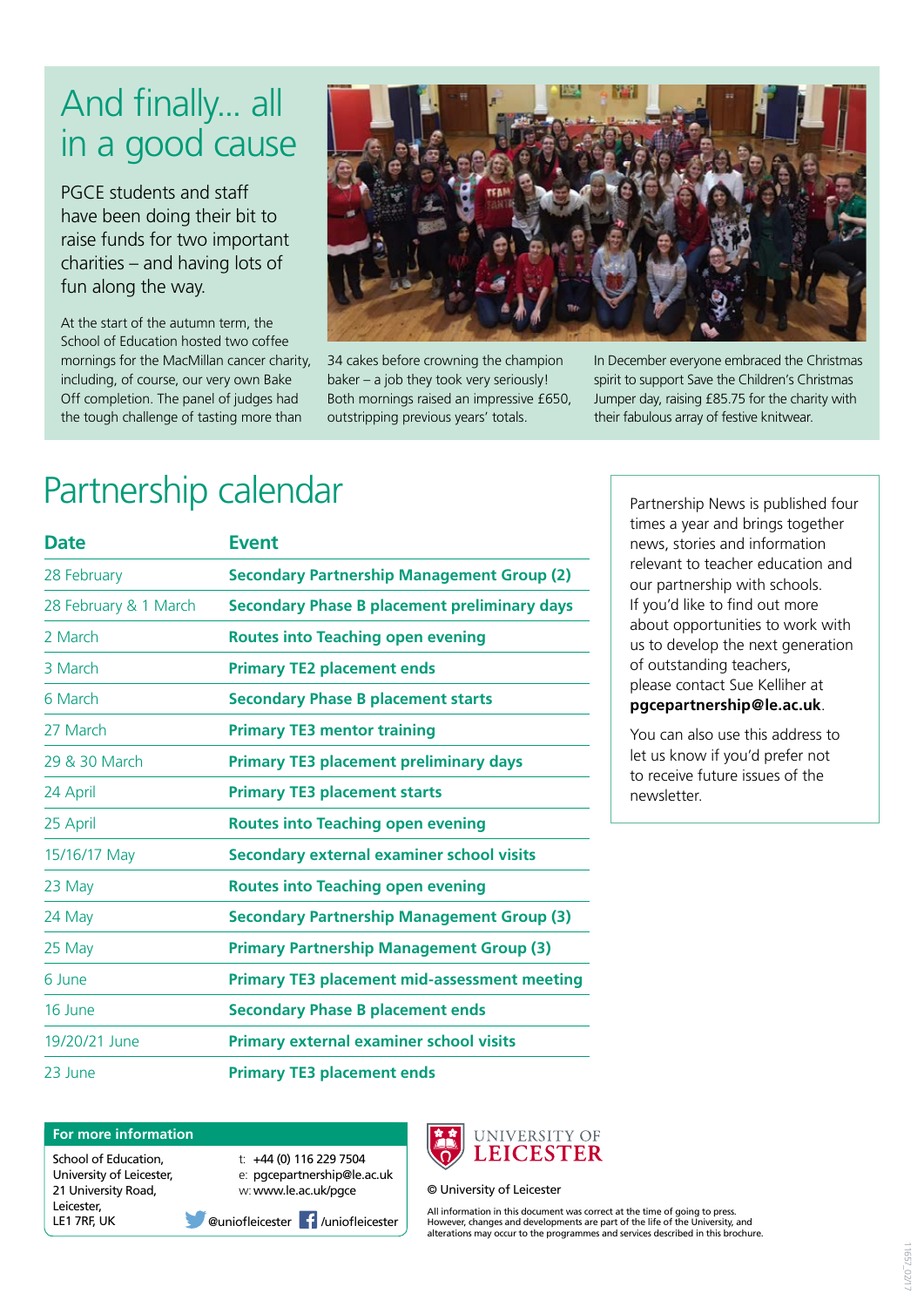# And finally… all in a good cause

PGCE students and staff have been doing their bit to raise funds for two important charities – and having lots of fun along the way.

At the start of the autumn term, the School of Education hosted two coffee mornings for the MacMillan cancer charity, including, of course, our very own Bake Off completion. The panel of judges had the tough challenge of tasting more than 34 cakes before crowning the champion baker – a job they took very seriously! Both mornings raised an impressive £650, outstripping previous years' totals.

In December everyone embraced the Christmas spirit to support Save the Children's Christmas Jumper day, raising £85.75 for the charity with their fabulous array of festive knitwear.

# Partnership calendar

| Date | Event |
|---|---|
| 28 February | **Secondary Partnership Management Group (2)** |
| 28 February & 1 March | **Secondary Phase B placement preliminary days** |
| 2 March | **Routes into Teaching open evening** |
| 3 March | **Primary TE2 placement ends** |
| 6 March | **Secondary Phase B placement starts** |
| 27 March | **Primary TE3 mentor training** |
| 29 & 30 March | **Primary TE3 placement preliminary days** |
| 24 April | **Primary TE3 placement starts** |
| 25 April | **Routes into Teaching open evening** |
| 15/16/17 May | **Secondary external examiner school visits** |
| 23 May | **Routes into Teaching open evening** |
| 24 May | **Secondary Partnership Management Group (3)** |
| 25 May | **Primary Partnership Management Group (3)** |
| 6 June | **Primary TE3 placement mid-assessment meeting** |
| 16 June | **Secondary Phase B placement ends** |
| 19/20/21 June | **Primary external examiner school visits** |
| 23 June | **Primary TE3 placement ends** |

Partnership News is published four times a year and brings together news, stories and information relevant to teacher education and our partnership with schools. If you'd like to find out more about opportunities to work with us to develop the next generation of outstanding teachers, please contact Sue Kelliher at **pgcepartnership@le.ac.uk**.

You can also use this address to let us know if you'd prefer not to receive future issues of the newsletter.

**For more information**

School of Education,
University of Leicester,
21 University Road,
Leicester,
LE1 7RF, UK

t: +44 (0) 116 229 7504
e: pgcepartnership@le.ac.uk
w: www.le.ac.uk/pgce

@unioflecester /unioflecester

UNIVERSITY OF LEICESTER

© University of Leicester

All information in this document was correct at the time of going to press. However, changes and developments are part of the life of the University, and alterations may occur to the programmes and services described in this brochure.